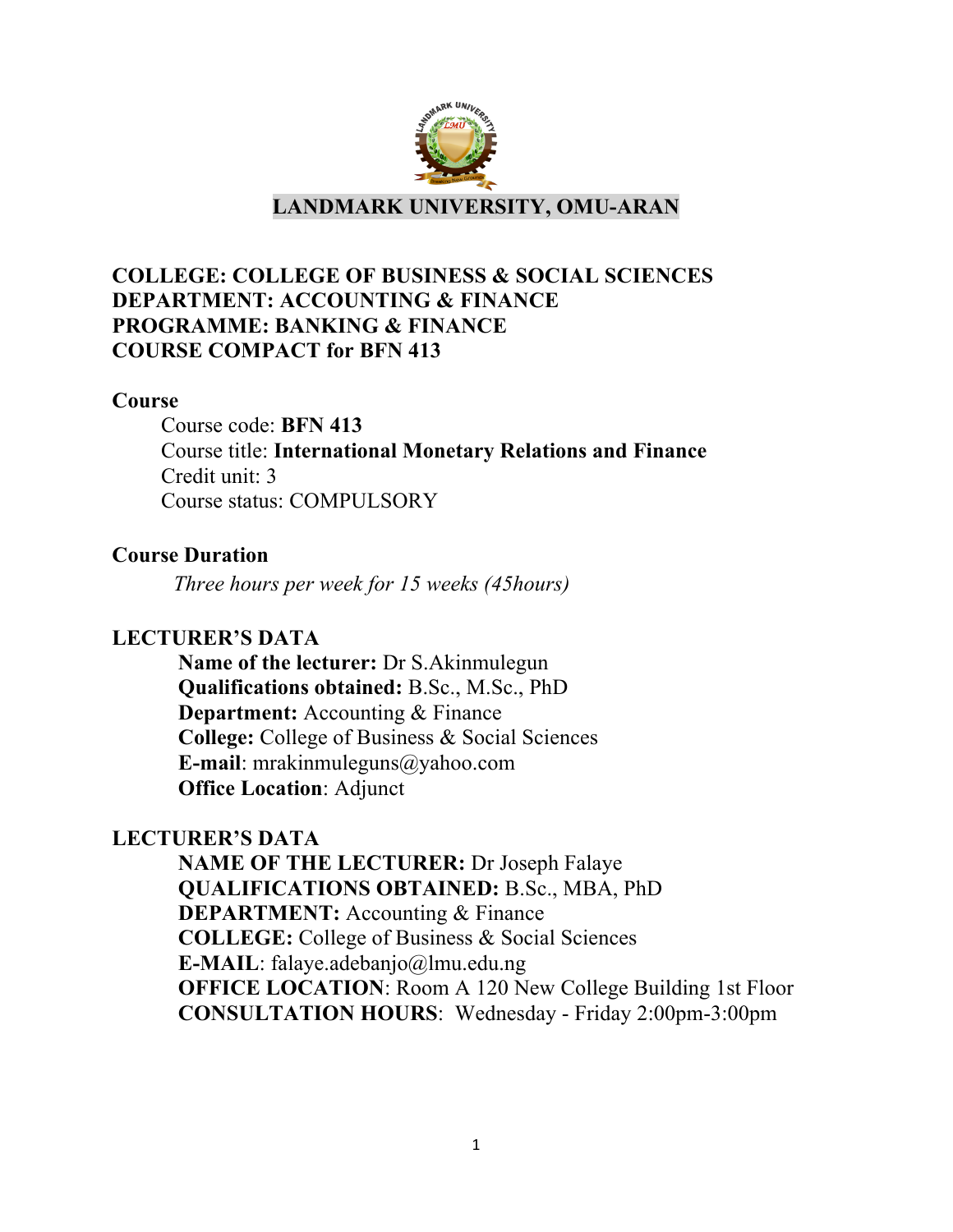# LANDMARK UNIVERSITY, OMU-ARAN

**COLLEGE: COLLEGE OF BUSINESS & SOCIAL SCIENCES**
**DEPARTMENT: ACCOUNTING & FINANCE**
**PROGRAMME: BANKING & FINANCE**
**COURSE COMPACT for BFN 413**

**Course**

Course code: **BFN 413**
Course title: **International Monetary Relations and Finance**
Credit unit: 3
Course status: COMPULSORY

**Course Duration**

*Three hours per week for 15 weeks (45hours)*

**LECTURER'S DATA**

**Name of the lecturer:** Dr S.Akinmulegun
**Qualifications obtained:** B.Sc., M.Sc., PhD
**Department:** Accounting & Finance
**College:** College of Business & Social Sciences
**E-mail**: mrakinmuleguns@yahoo.com
**Office Location**: Adjunct

**LECTURER'S DATA**

**NAME OF THE LECTURER:** Dr Joseph Falaye
**QUALIFICATIONS OBTAINED:** B.Sc., MBA, PhD
**DEPARTMENT:** Accounting & Finance
**COLLEGE:** College of Business & Social Sciences
**E-MAIL**: falaye.adebanjo@lmu.edu.ng
**OFFICE LOCATION**: Room A 120 New College Building 1st Floor
**CONSULTATION HOURS**: Wednesday - Friday 2:00pm-3:00pm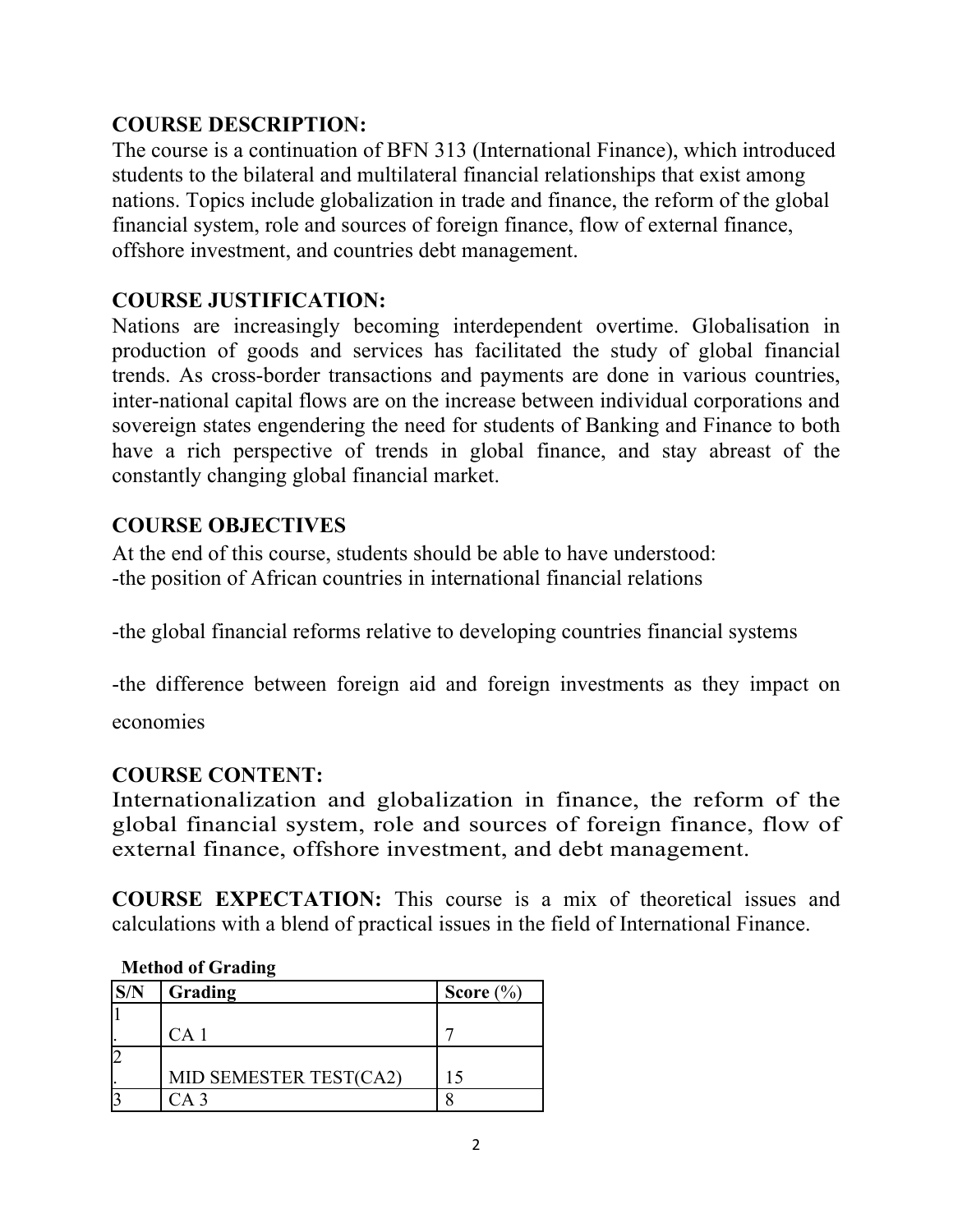**COURSE DESCRIPTION:**
The course is a continuation of BFN 313 (International Finance), which introduced students to the bilateral and multilateral financial relationships that exist among nations. Topics include globalization in trade and finance, the reform of the global financial system, role and sources of foreign finance, flow of external finance, offshore investment, and countries debt management.

**COURSE JUSTIFICATION:**
Nations are increasingly becoming interdependent overtime. Globalisation in production of goods and services has facilitated the study of global financial trends. As cross-border transactions and payments are done in various countries, inter-national capital flows are on the increase between individual corporations and sovereign states engendering the need for students of Banking and Finance to both have a rich perspective of trends in global finance, and stay abreast of the constantly changing global financial market.

**COURSE OBJECTIVES**
At the end of this course, students should be able to have understood:
-the position of African countries in international financial relations

-the global financial reforms relative to developing countries financial systems

-the difference between foreign aid and foreign investments as they impact on economies

**COURSE CONTENT:**
Internationalization and globalization in finance, the reform of the global financial system, role and sources of foreign finance, flow of external finance, offshore investment, and debt management.

**COURSE EXPECTATION:** This course is a mix of theoretical issues and calculations with a blend of practical issues in the field of International Finance.

**Method of Grading**

| S/N | Grading | Score (%) |
|---|---|---|
| 1. | CA 1 | 7 |
| 2. | MID SEMESTER TEST(CA2) | 15 |
| 3 | CA 3 | 8 |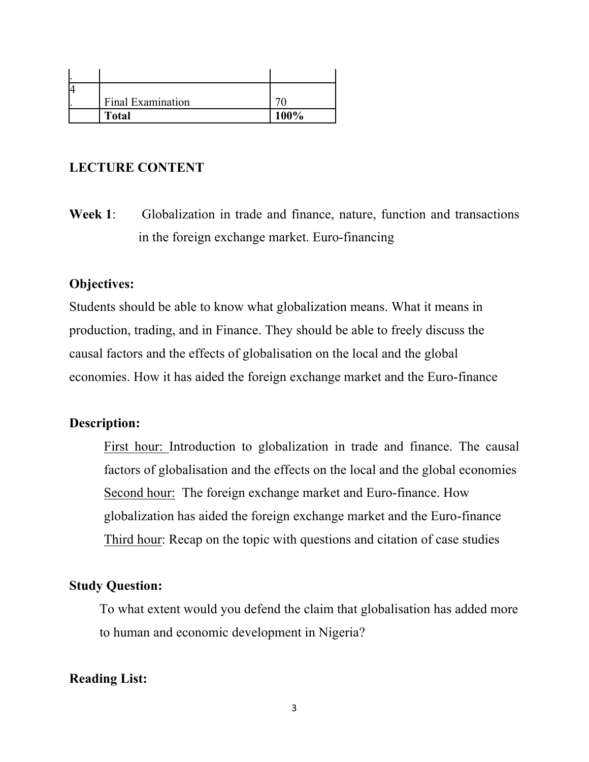| | | |
|---|---|---|
| . | | |
| 4. | Final Examination | 70 |
| | **Total** | **100%** |

## LECTURE CONTENT

**Week 1**: Globalization in trade and finance, nature, function and transactions in the foreign exchange market. Euro-financing

**Objectives:**

Students should be able to know what globalization means. What it means in production, trading, and in Finance. They should be able to freely discuss the causal factors and the effects of globalisation on the local and the global economies. How it has aided the foreign exchange market and the Euro-finance

**Description:**

First hour: Introduction to globalization in trade and finance. The causal factors of globalisation and the effects on the local and the global economies

Second hour: The foreign exchange market and Euro-finance. How globalization has aided the foreign exchange market and the Euro-finance

Third hour: Recap on the topic with questions and citation of case studies

**Study Question:**

To what extent would you defend the claim that globalisation has added more to human and economic development in Nigeria?

**Reading List:**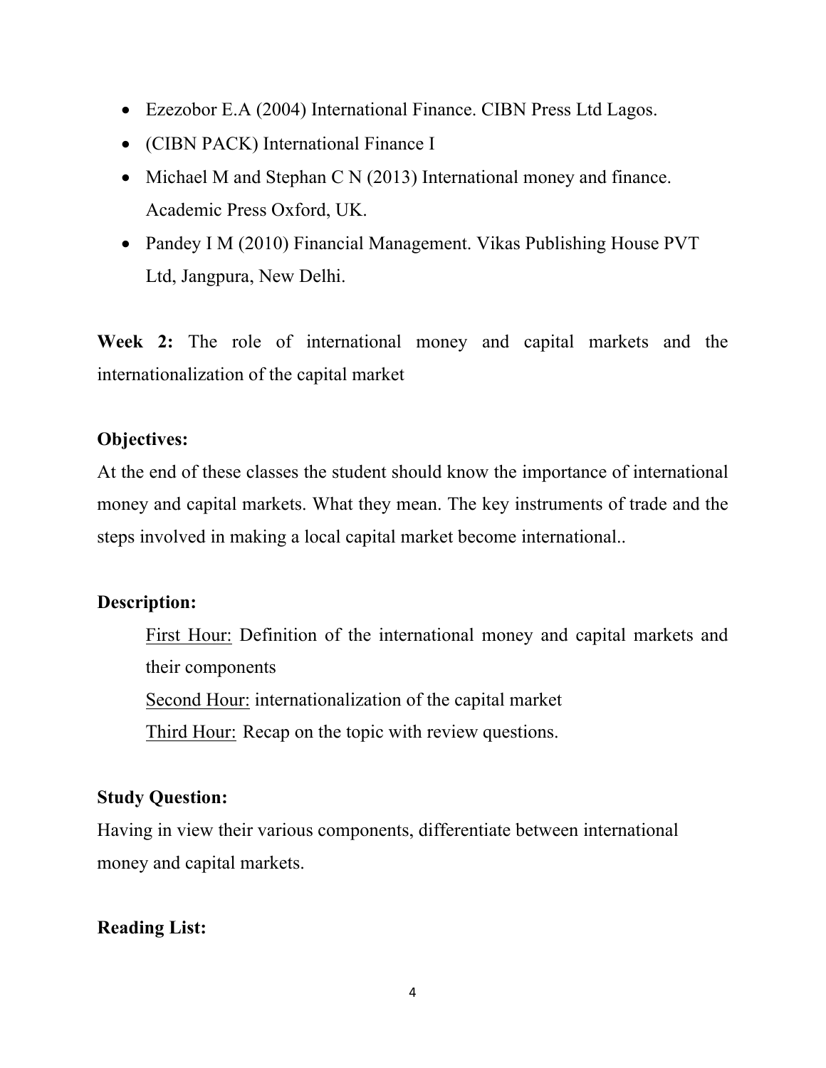- Ezezobor E.A (2004) International Finance. CIBN Press Ltd Lagos.
- (CIBN PACK) International Finance I
- Michael M and Stephan C N (2013) International money and finance. Academic Press Oxford, UK.
- Pandey I M (2010) Financial Management. Vikas Publishing House PVT Ltd, Jangpura, New Delhi.

**Week 2:** The role of international money and capital markets and the internationalization of the capital market

**Objectives:**

At the end of these classes the student should know the importance of international money and capital markets. What they mean. The key instruments of trade and the steps involved in making a local capital market become international..

**Description:**

<u>First Hour:</u> Definition of the international money and capital markets and their components

<u>Second Hour:</u> internationalization of the capital market

<u>Third Hour:</u> Recap on the topic with review questions.

**Study Question:**

Having in view their various components, differentiate between international money and capital markets.

**Reading List:**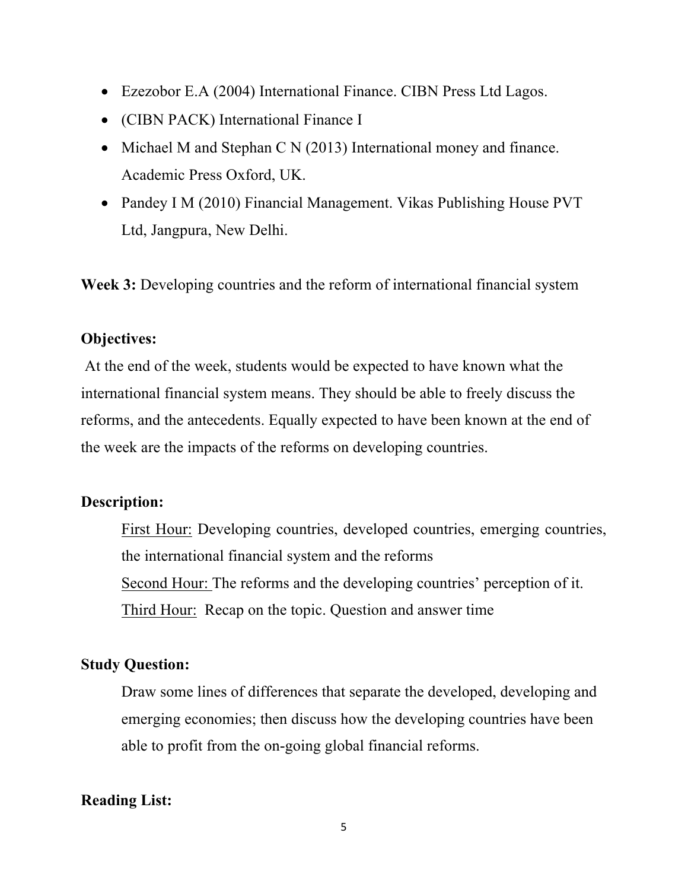- Ezezobor E.A (2004) International Finance. CIBN Press Ltd Lagos.
- (CIBN PACK) International Finance I
- Michael M and Stephan C N (2013) International money and finance. Academic Press Oxford, UK.
- Pandey I M (2010) Financial Management. Vikas Publishing House PVT Ltd, Jangpura, New Delhi.

**Week 3:** Developing countries and the reform of international financial system

**Objectives:**

At the end of the week, students would be expected to have known what the international financial system means. They should be able to freely discuss the reforms, and the antecedents. Equally expected to have been known at the end of the week are the impacts of the reforms on developing countries.

**Description:**

First Hour: Developing countries, developed countries, emerging countries, the international financial system and the reforms

Second Hour: The reforms and the developing countries' perception of it.

Third Hour: Recap on the topic. Question and answer time

**Study Question:**

Draw some lines of differences that separate the developed, developing and emerging economies; then discuss how the developing countries have been able to profit from the on-going global financial reforms.

**Reading List:**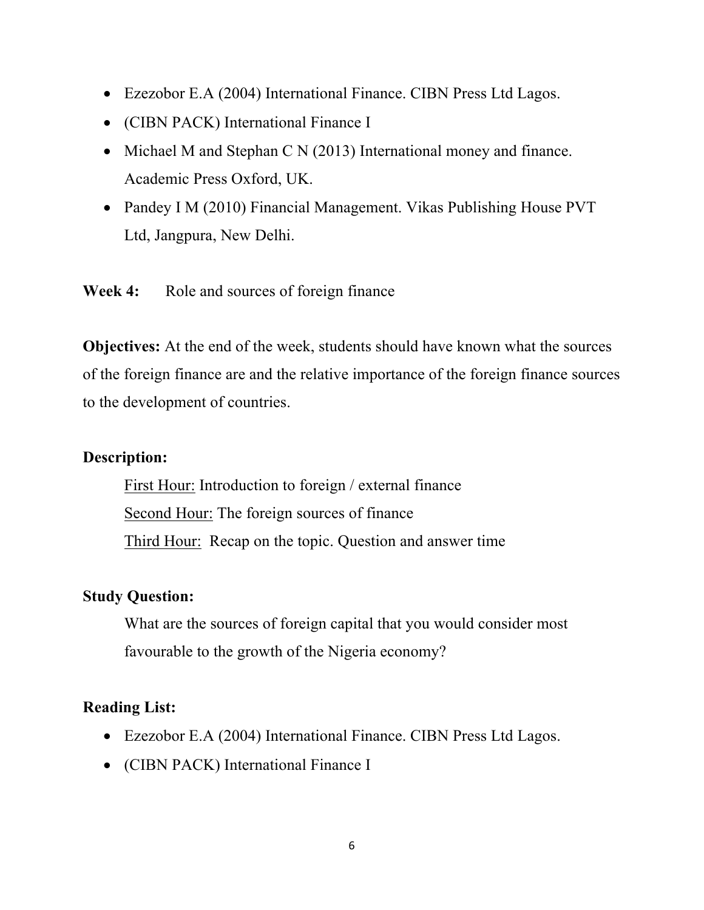- Ezezobor E.A (2004) International Finance. CIBN Press Ltd Lagos.
- (CIBN PACK) International Finance I
- Michael M and Stephan C N (2013) International money and finance. Academic Press Oxford, UK.
- Pandey I M (2010) Financial Management. Vikas Publishing House PVT Ltd, Jangpura, New Delhi.

**Week 4:** Role and sources of foreign finance

**Objectives:** At the end of the week, students should have known what the sources of the foreign finance are and the relative importance of the foreign finance sources to the development of countries.

**Description:**

First Hour: Introduction to foreign / external finance

Second Hour: The foreign sources of finance

Third Hour: Recap on the topic. Question and answer time

**Study Question:**

What are the sources of foreign capital that you would consider most favourable to the growth of the Nigeria economy?

**Reading List:**

- Ezezobor E.A (2004) International Finance. CIBN Press Ltd Lagos.
- (CIBN PACK) International Finance I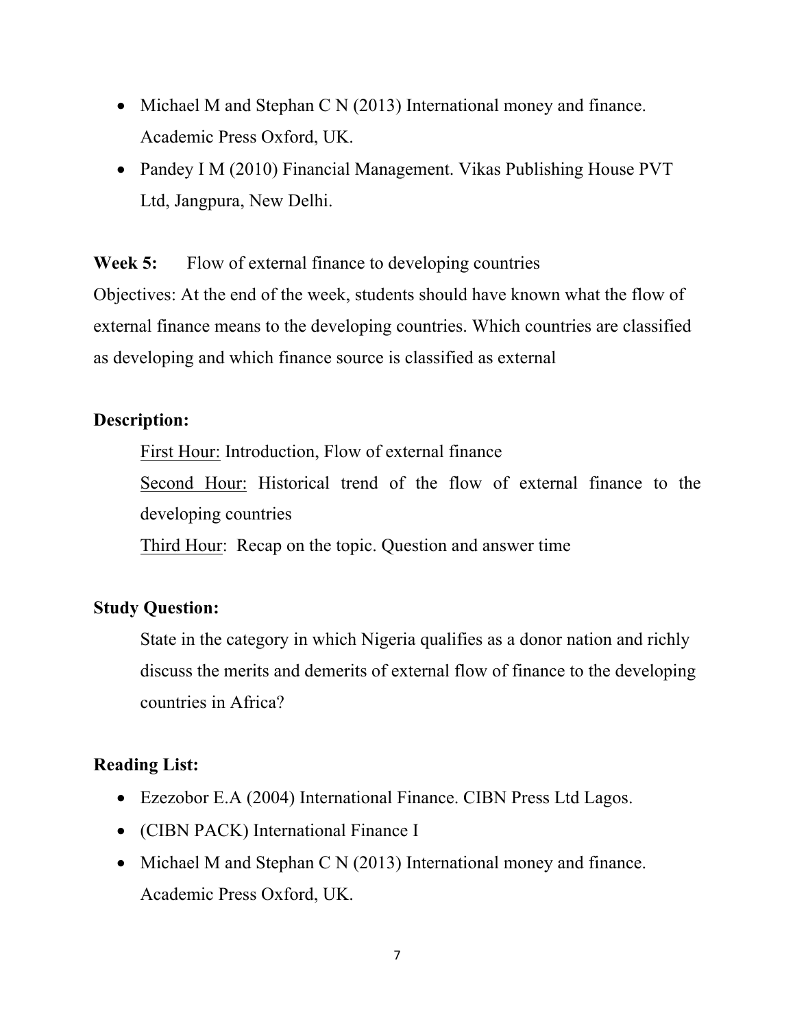- Michael M and Stephan C N (2013) International money and finance. Academic Press Oxford, UK.
- Pandey I M (2010) Financial Management. Vikas Publishing House PVT Ltd, Jangpura, New Delhi.

**Week 5:** Flow of external finance to developing countries

Objectives: At the end of the week, students should have known what the flow of external finance means to the developing countries. Which countries are classified as developing and which finance source is classified as external

**Description:**

<u>First Hour:</u> Introduction, Flow of external finance

<u>Second Hour:</u> Historical trend of the flow of external finance to the developing countries

<u>Third Hour</u>: Recap on the topic. Question and answer time

**Study Question:**

State in the category in which Nigeria qualifies as a donor nation and richly discuss the merits and demerits of external flow of finance to the developing countries in Africa?

**Reading List:**

- Ezezobor E.A (2004) International Finance. CIBN Press Ltd Lagos.
- (CIBN PACK) International Finance I
- Michael M and Stephan C N (2013) International money and finance. Academic Press Oxford, UK.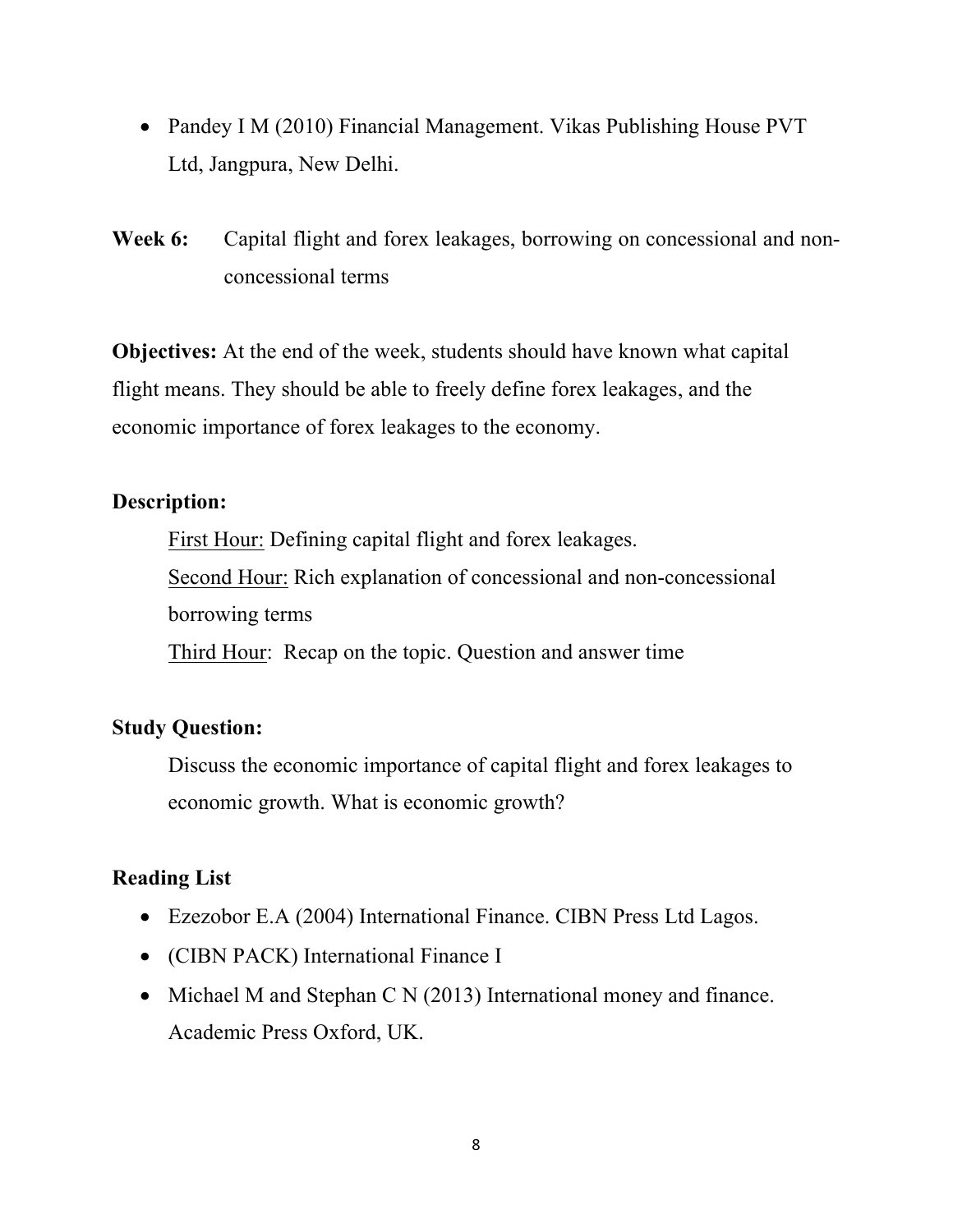- Pandey I M (2010) Financial Management. Vikas Publishing House PVT Ltd, Jangpura, New Delhi.

**Week 6:** Capital flight and forex leakages, borrowing on concessional and non-concessional terms

**Objectives:** At the end of the week, students should have known what capital flight means. They should be able to freely define forex leakages, and the economic importance of forex leakages to the economy.

**Description:**

First Hour: Defining capital flight and forex leakages.

Second Hour: Rich explanation of concessional and non-concessional borrowing terms

Third Hour: Recap on the topic. Question and answer time

**Study Question:**

Discuss the economic importance of capital flight and forex leakages to economic growth. What is economic growth?

**Reading List**

- Ezezobor E.A (2004) International Finance. CIBN Press Ltd Lagos.
- (CIBN PACK) International Finance I
- Michael M and Stephan C N (2013) International money and finance. Academic Press Oxford, UK.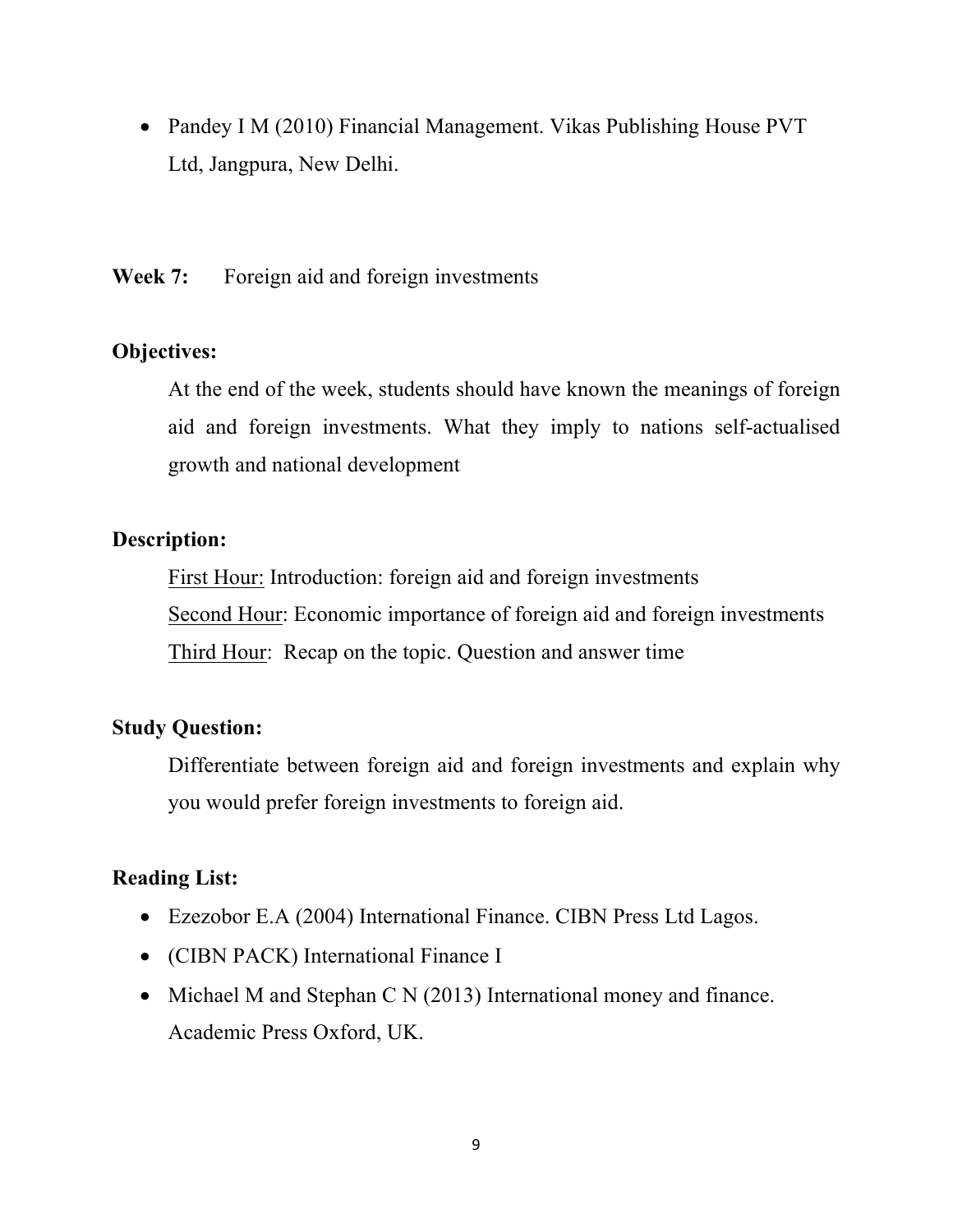- Pandey I M (2010) Financial Management. Vikas Publishing House PVT Ltd, Jangpura, New Delhi.

**Week 7:** Foreign aid and foreign investments

**Objectives:**

At the end of the week, students should have known the meanings of foreign aid and foreign investments. What they imply to nations self-actualised growth and national development

**Description:**

<u>First Hour:</u> Introduction: foreign aid and foreign investments

<u>Second Hour</u>: Economic importance of foreign aid and foreign investments

<u>Third Hour</u>: Recap on the topic. Question and answer time

**Study Question:**

Differentiate between foreign aid and foreign investments and explain why you would prefer foreign investments to foreign aid.

**Reading List:**

- Ezezobor E.A (2004) International Finance. CIBN Press Ltd Lagos.
- (CIBN PACK) International Finance I
- Michael M and Stephan C N (2013) International money and finance. Academic Press Oxford, UK.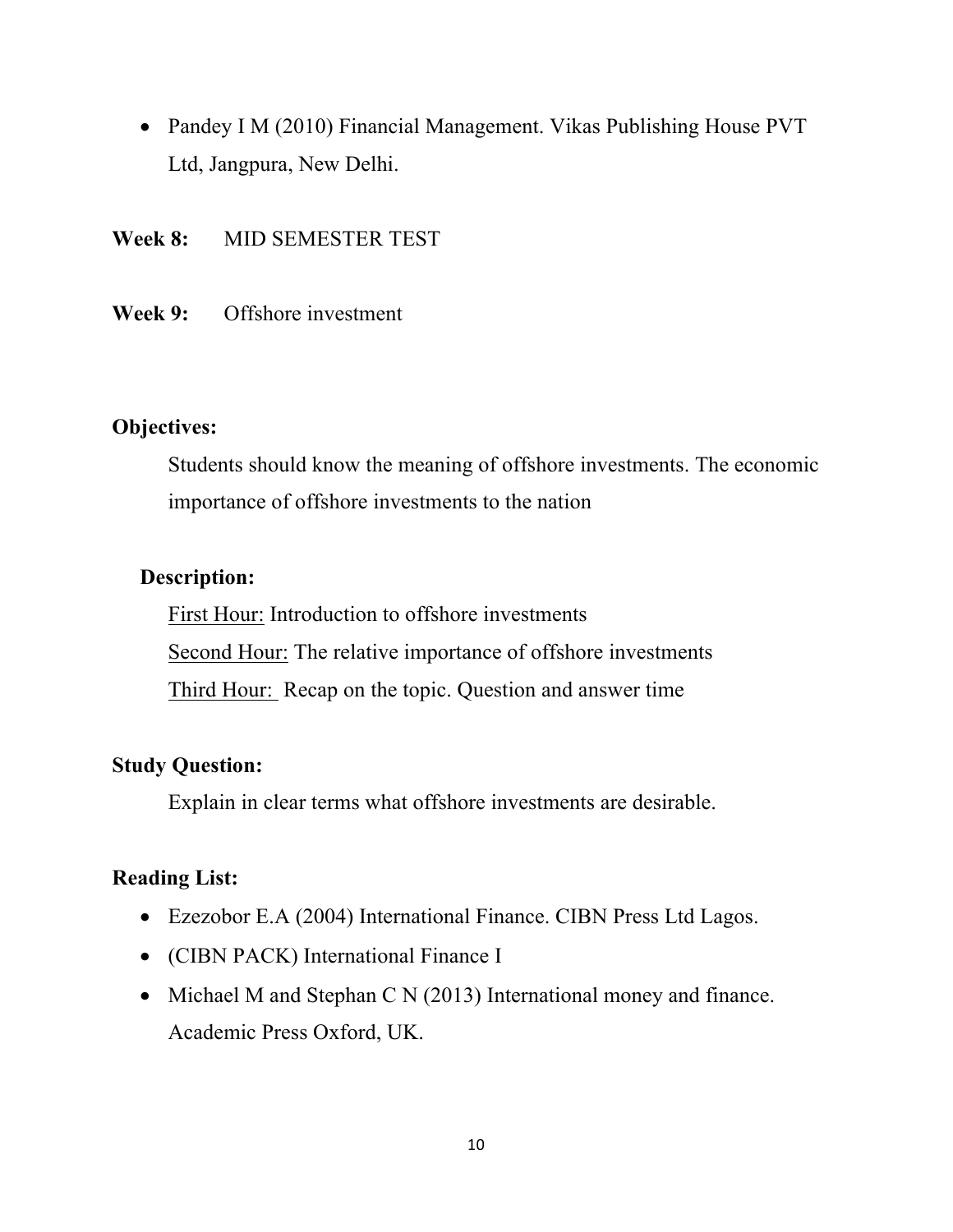- Pandey I M (2010) Financial Management. Vikas Publishing House PVT Ltd, Jangpura, New Delhi.

**Week 8:** MID SEMESTER TEST

**Week 9:** Offshore investment

**Objectives:**

Students should know the meaning of offshore investments. The economic importance of offshore investments to the nation

**Description:**

First Hour: Introduction to offshore investments

Second Hour: The relative importance of offshore investments

Third Hour: Recap on the topic. Question and answer time

**Study Question:**

Explain in clear terms what offshore investments are desirable.

**Reading List:**

- Ezezobor E.A (2004) International Finance. CIBN Press Ltd Lagos.
- (CIBN PACK) International Finance I
- Michael M and Stephan C N (2013) International money and finance. Academic Press Oxford, UK.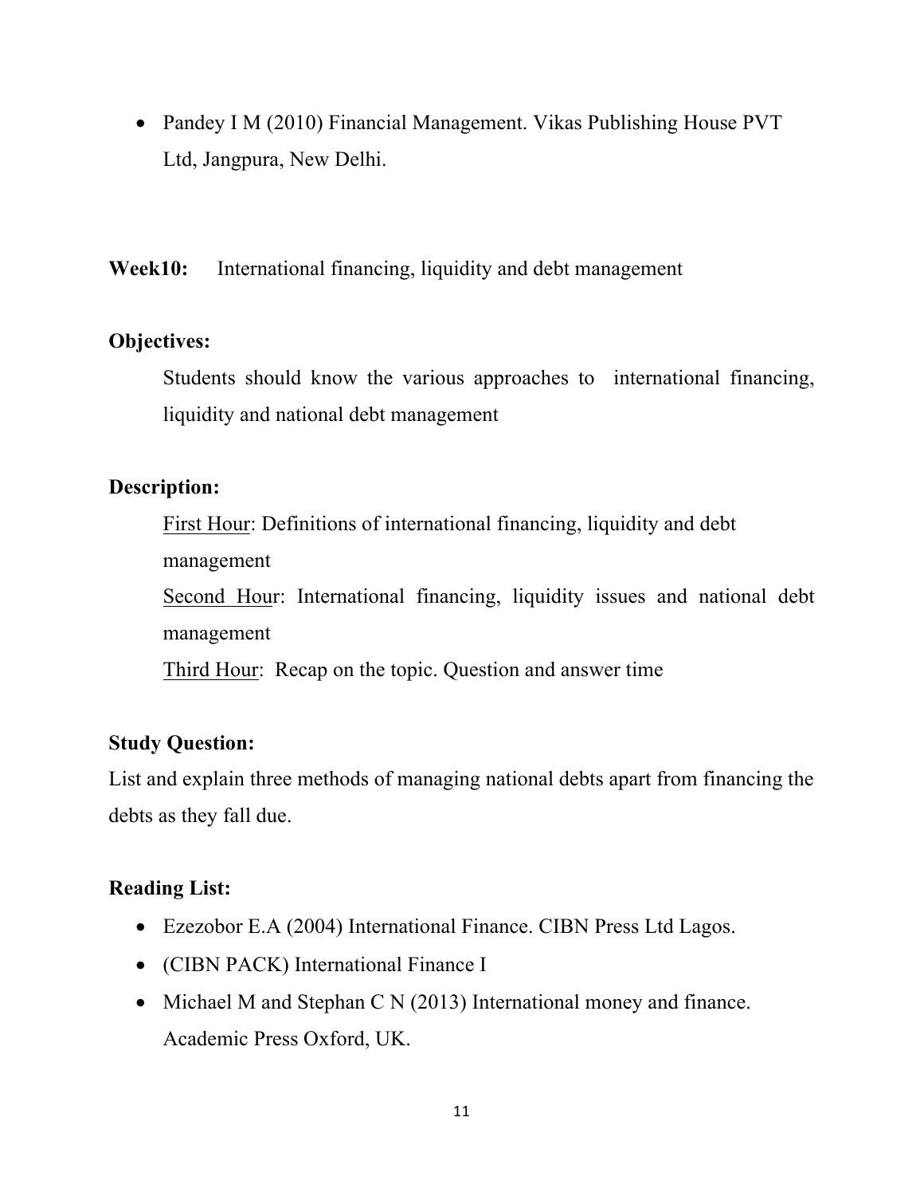- Pandey I M (2010) Financial Management. Vikas Publishing House PVT Ltd, Jangpura, New Delhi.

**Week10:** International financing, liquidity and debt management

**Objectives:**

Students should know the various approaches to international financing, liquidity and national debt management

**Description:**

First Hour: Definitions of international financing, liquidity and debt management

Second Hour: International financing, liquidity issues and national debt management

Third Hour: Recap on the topic. Question and answer time

**Study Question:**

List and explain three methods of managing national debts apart from financing the debts as they fall due.

**Reading List:**

- Ezezobor E.A (2004) International Finance. CIBN Press Ltd Lagos.
- (CIBN PACK) International Finance I
- Michael M and Stephan C N (2013) International money and finance. Academic Press Oxford, UK.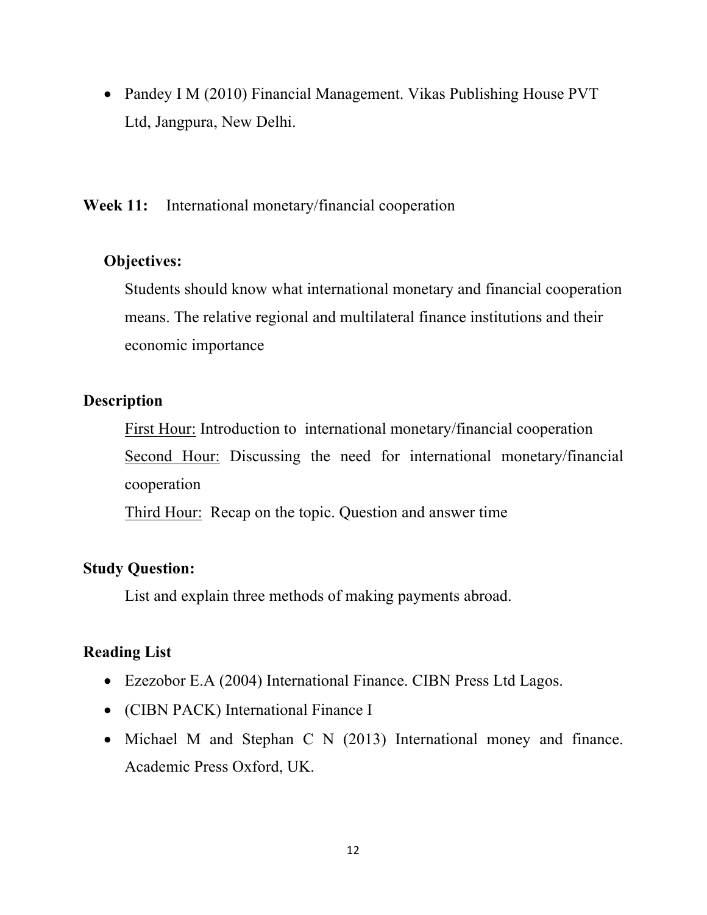- Pandey I M (2010) Financial Management. Vikas Publishing House PVT Ltd, Jangpura, New Delhi.

**Week 11:** International monetary/financial cooperation

**Objectives:**

Students should know what international monetary and financial cooperation means. The relative regional and multilateral finance institutions and their economic importance

**Description**

First Hour: Introduction to international monetary/financial cooperation

Second Hour: Discussing the need for international monetary/financial cooperation

Third Hour: Recap on the topic. Question and answer time

**Study Question:**

List and explain three methods of making payments abroad.

**Reading List**

- Ezezobor E.A (2004) International Finance. CIBN Press Ltd Lagos.
- (CIBN PACK) International Finance I
- Michael M and Stephan C N (2013) International money and finance. Academic Press Oxford, UK.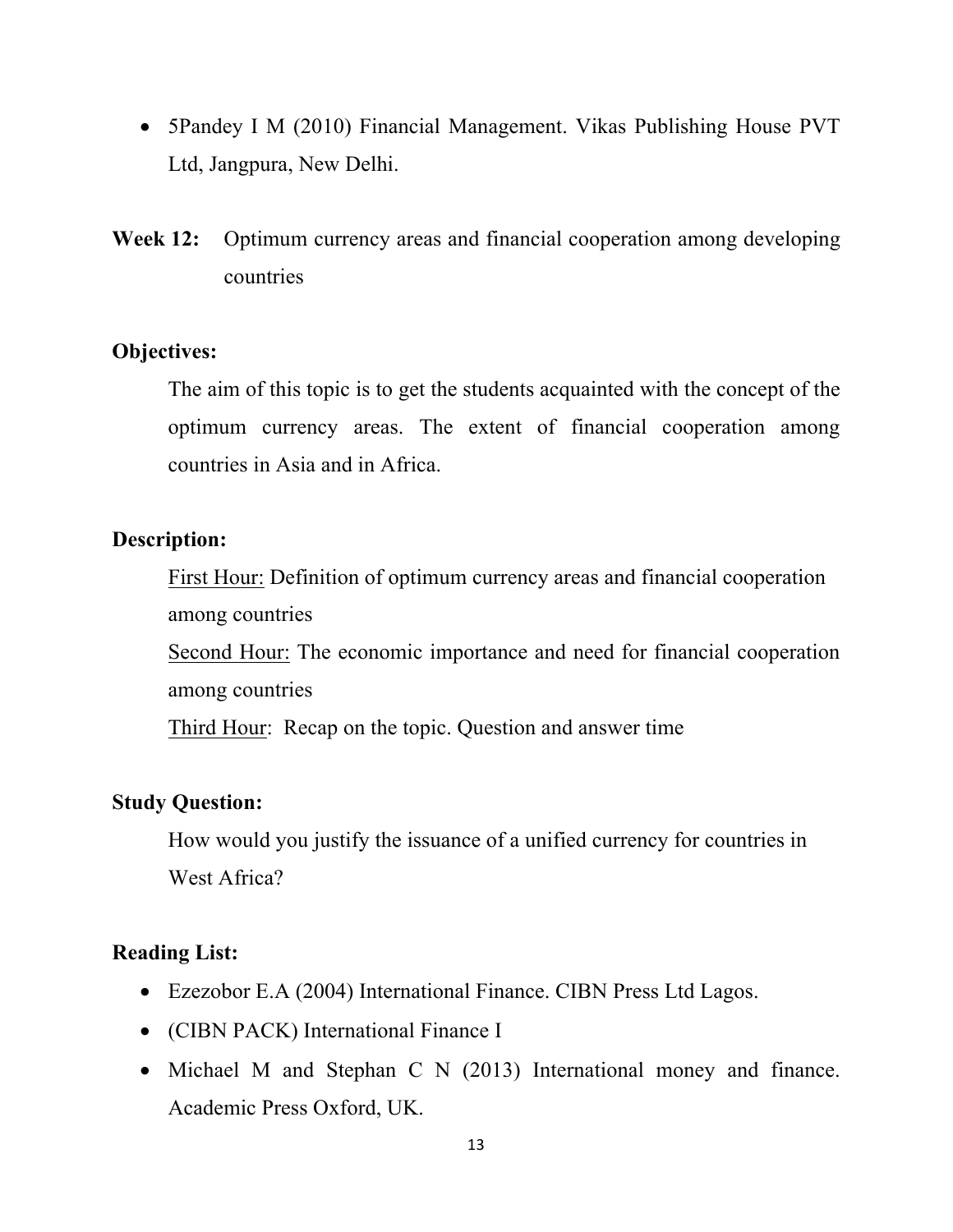- 5Pandey I M (2010) Financial Management. Vikas Publishing House PVT Ltd, Jangpura, New Delhi.

**Week 12:** Optimum currency areas and financial cooperation among developing countries

**Objectives:**

The aim of this topic is to get the students acquainted with the concept of the optimum currency areas. The extent of financial cooperation among countries in Asia and in Africa.

**Description:**

First Hour: Definition of optimum currency areas and financial cooperation among countries

Second Hour: The economic importance and need for financial cooperation among countries

Third Hour: Recap on the topic. Question and answer time

**Study Question:**

How would you justify the issuance of a unified currency for countries in West Africa?

**Reading List:**

- Ezezobor E.A (2004) International Finance. CIBN Press Ltd Lagos.
- (CIBN PACK) International Finance I
- Michael M and Stephan C N (2013) International money and finance. Academic Press Oxford, UK.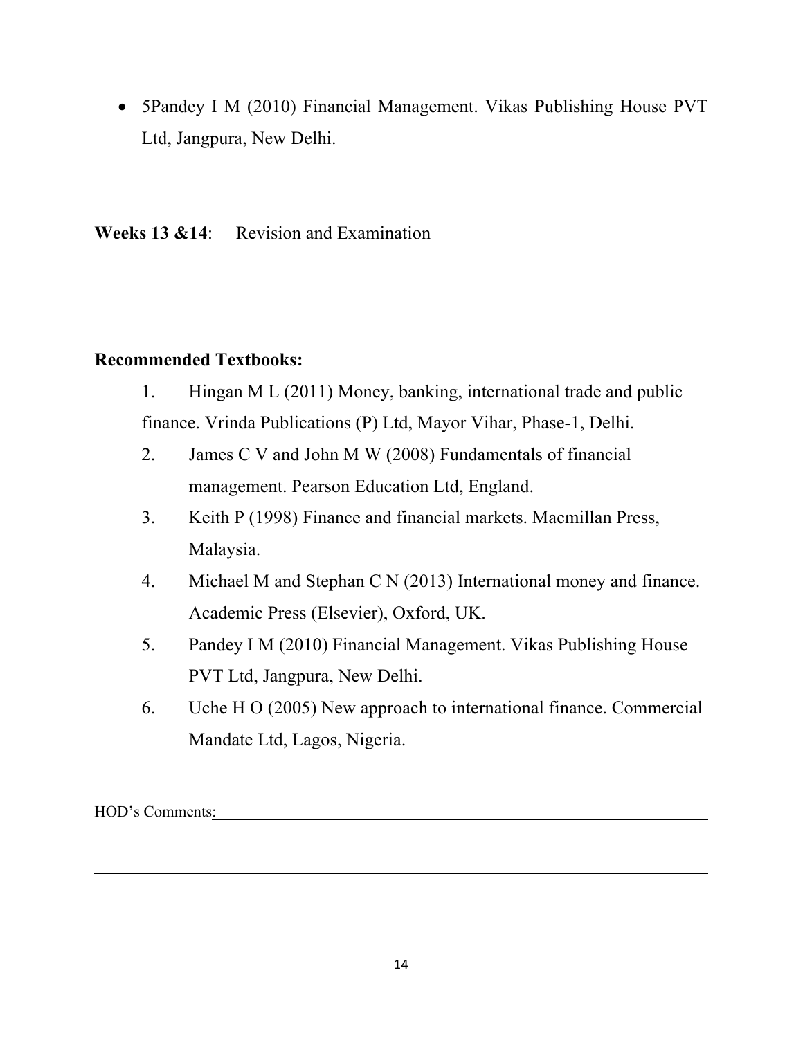- 5Pandey I M (2010) Financial Management. Vikas Publishing House PVT Ltd, Jangpura, New Delhi.

**Weeks 13 &14**: Revision and Examination

**Recommended Textbooks:**

1. Hingan M L (2011) Money, banking, international trade and public finance. Vrinda Publications (P) Ltd, Mayor Vihar, Phase-1, Delhi.
2. James C V and John M W (2008) Fundamentals of financial management. Pearson Education Ltd, England.
3. Keith P (1998) Finance and financial markets. Macmillan Press, Malaysia.
4. Michael M and Stephan C N (2013) International money and finance. Academic Press (Elsevier), Oxford, UK.
5. Pandey I M (2010) Financial Management. Vikas Publishing House PVT Ltd, Jangpura, New Delhi.
6. Uche H O (2005) New approach to international finance. Commercial Mandate Ltd, Lagos, Nigeria.

HOD's Comments:\_\_\_\_\_\_\_\_\_\_\_\_\_\_\_\_\_\_\_\_\_\_\_\_\_\_\_\_\_\_\_\_\_\_\_\_\_\_\_\_\_\_\_\_\_\_\_\_\_\_\_\_

\_\_\_\_\_\_\_\_\_\_\_\_\_\_\_\_\_\_\_\_\_\_\_\_\_\_\_\_\_\_\_\_\_\_\_\_\_\_\_\_\_\_\_\_\_\_\_\_\_\_\_\_\_\_\_\_\_\_\_\_\_\_\_\_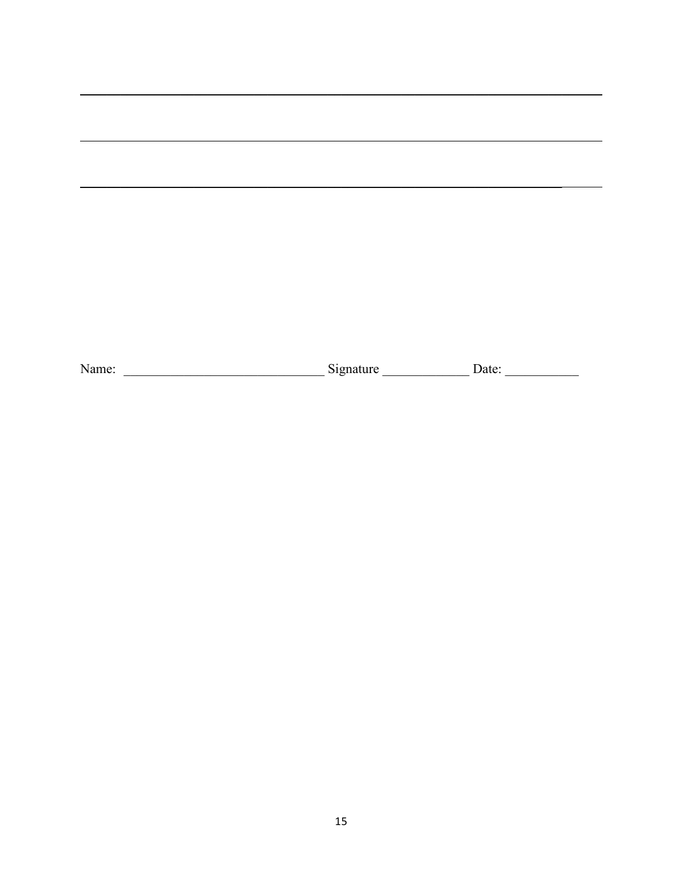Name: _______________________________ Signature _____________ Date: ___________